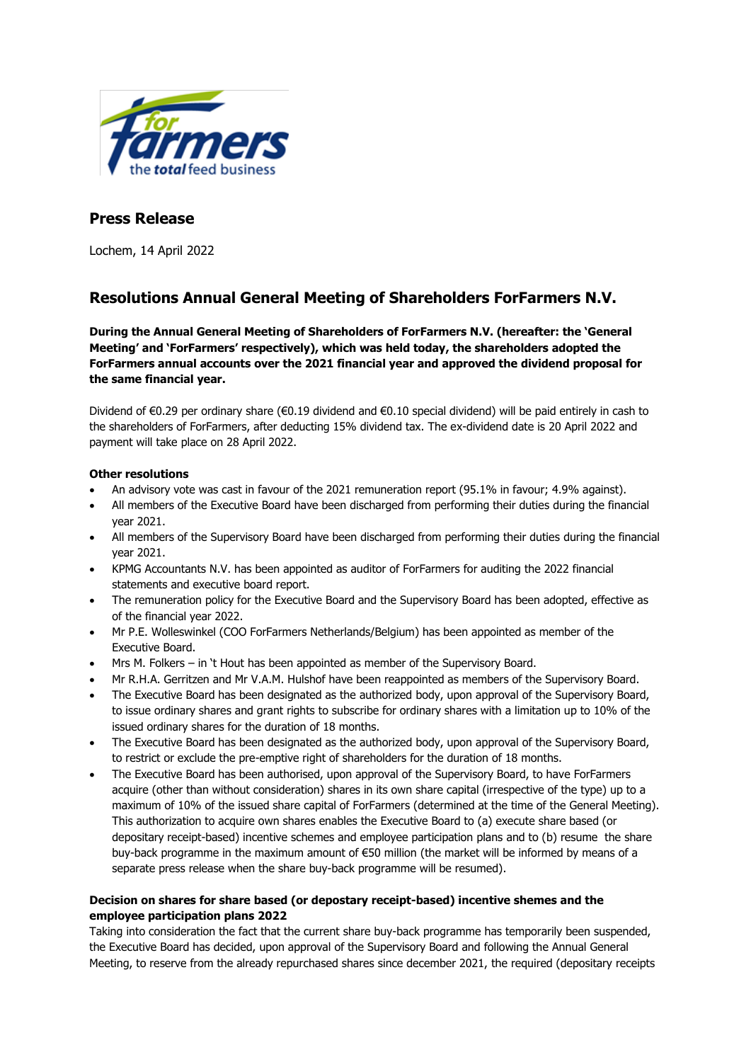# Press Release

Lochem, 14 April 2022

## Resolutions Annual General Meeting of Shareholders ForFarmers N.V.

**During the Annual General Meeting of Shareholders of ForFarmers N.V. (hereafter: the 'General Meeting' and 'ForFarmers' respectively), which was held today, the shareholders adopted the ForFarmers annual accounts over the 2021 financial year and approved the dividend proposal for the same financial year.**

Dividend of €0.29 per ordinary share (€0.19 dividend and €0.10 special dividend) will be paid entirely in cash to the shareholders of ForFarmers, after deducting 15% dividend tax. The ex-dividend date is 20 April 2022 and payment will take place on 28 April 2022.

### Other resolutions

- An advisory vote was cast in favour of the 2021 remuneration report (95.1% in favour; 4.9% against).
- All members of the Executive Board have been discharged from performing their duties during the financial year 2021.
- All members of the Supervisory Board have been discharged from performing their duties during the financial year 2021.
- KPMG Accountants N.V. has been appointed as auditor of ForFarmers for auditing the 2022 financial statements and executive board report.
- The remuneration policy for the Executive Board and the Supervisory Board has been adopted, effective as of the financial year 2022.
- Mr P.E. Wolleswinkel (COO ForFarmers Netherlands/Belgium) has been appointed as member of the Executive Board.
- Mrs M. Folkers – in 't Hout has been appointed as member of the Supervisory Board.
- Mr R.H.A. Gerritzen and Mr V.A.M. Hulshof have been reappointed as members of the Supervisory Board.
- The Executive Board has been designated as the authorized body, upon approval of the Supervisory Board, to issue ordinary shares and grant rights to subscribe for ordinary shares with a limitation up to 10% of the issued ordinary shares for the duration of 18 months.
- The Executive Board has been designated as the authorized body, upon approval of the Supervisory Board, to restrict or exclude the pre-emptive right of shareholders for the duration of 18 months.
- The Executive Board has been authorised, upon approval of the Supervisory Board, to have ForFarmers acquire (other than without consideration) shares in its own share capital (irrespective of the type) up to a maximum of 10% of the issued share capital of ForFarmers (determined at the time of the General Meeting). This authorization to acquire own shares enables the Executive Board to (a) execute share based (or depositary receipt-based) incentive schemes and employee participation plans and to (b) resume the share buy-back programme in the maximum amount of €50 million (the market will be informed by means of a separate press release when the share buy-back programme will be resumed).

### Decision on shares for share based (or depostary receipt-based) incentive shemes and the employee participation plans 2022

Taking into consideration the fact that the current share buy-back programme has temporarily been suspended, the Executive Board has decided, upon approval of the Supervisory Board and following the Annual General Meeting, to reserve from the already repurchased shares since december 2021, the required (depositary receipts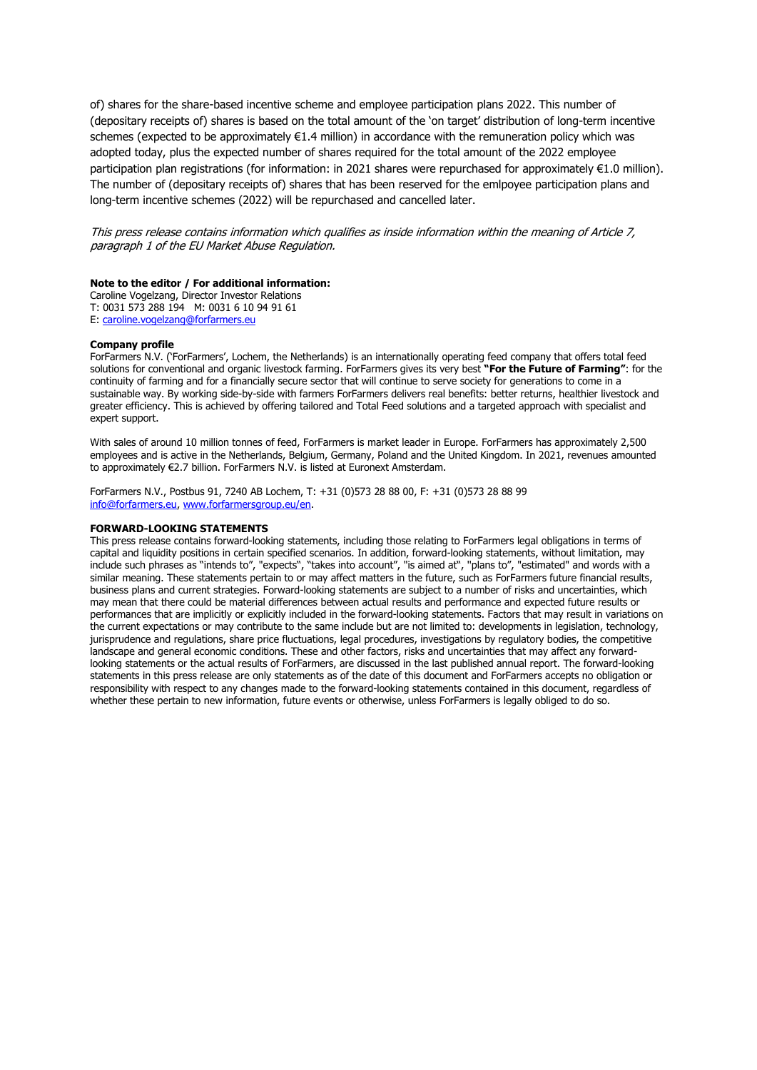of) shares for the share-based incentive scheme and employee participation plans 2022. This number of (depositary receipts of) shares is based on the total amount of the 'on target' distribution of long-term incentive schemes (expected to be approximately €1.4 million) in accordance with the remuneration policy which was adopted today, plus the expected number of shares required for the total amount of the 2022 employee participation plan registrations (for information: in 2021 shares were repurchased for approximately €1.0 million). The number of (depositary receipts of) shares that has been reserved for the emlpoyee participation plans and long-term incentive schemes (2022) will be repurchased and cancelled later.

*This press release contains information which qualifies as inside information within the meaning of Article 7, paragraph 1 of the EU Market Abuse Regulation.*

**Note to the editor / For additional information:**
Caroline Vogelzang, Director Investor Relations
T: 0031 573 288 194 M: 0031 6 10 94 91 61
E: caroline.vogelzang@forfarmers.eu

**Company profile**
ForFarmers N.V. ('ForFarmers', Lochem, the Netherlands) is an internationally operating feed company that offers total feed solutions for conventional and organic livestock farming. ForFarmers gives its very best **"For the Future of Farming"**: for the continuity of farming and for a financially secure sector that will continue to serve society for generations to come in a sustainable way. By working side-by-side with farmers ForFarmers delivers real benefits: better returns, healthier livestock and greater efficiency. This is achieved by offering tailored and Total Feed solutions and a targeted approach with specialist and expert support.

With sales of around 10 million tonnes of feed, ForFarmers is market leader in Europe. ForFarmers has approximately 2,500 employees and is active in the Netherlands, Belgium, Germany, Poland and the United Kingdom. In 2021, revenues amounted to approximately €2.7 billion. ForFarmers N.V. is listed at Euronext Amsterdam.

ForFarmers N.V., Postbus 91, 7240 AB Lochem, T: +31 (0)573 28 88 00, F: +31 (0)573 28 88 99
info@forfarmers.eu, www.forfarmersgroup.eu/en.

**FORWARD-LOOKING STATEMENTS**
This press release contains forward-looking statements, including those relating to ForFarmers legal obligations in terms of capital and liquidity positions in certain specified scenarios. In addition, forward-looking statements, without limitation, may include such phrases as "intends to", "expects", "takes into account", "is aimed at", "plans to", "estimated" and words with a similar meaning. These statements pertain to or may affect matters in the future, such as ForFarmers future financial results, business plans and current strategies. Forward-looking statements are subject to a number of risks and uncertainties, which may mean that there could be material differences between actual results and performance and expected future results or performances that are implicitly or explicitly included in the forward-looking statements. Factors that may result in variations on the current expectations or may contribute to the same include but are not limited to: developments in legislation, technology, jurisprudence and regulations, share price fluctuations, legal procedures, investigations by regulatory bodies, the competitive landscape and general economic conditions. These and other factors, risks and uncertainties that may affect any forward-looking statements or the actual results of ForFarmers, are discussed in the last published annual report. The forward-looking statements in this press release are only statements as of the date of this document and ForFarmers accepts no obligation or responsibility with respect to any changes made to the forward-looking statements contained in this document, regardless of whether these pertain to new information, future events or otherwise, unless ForFarmers is legally obliged to do so.